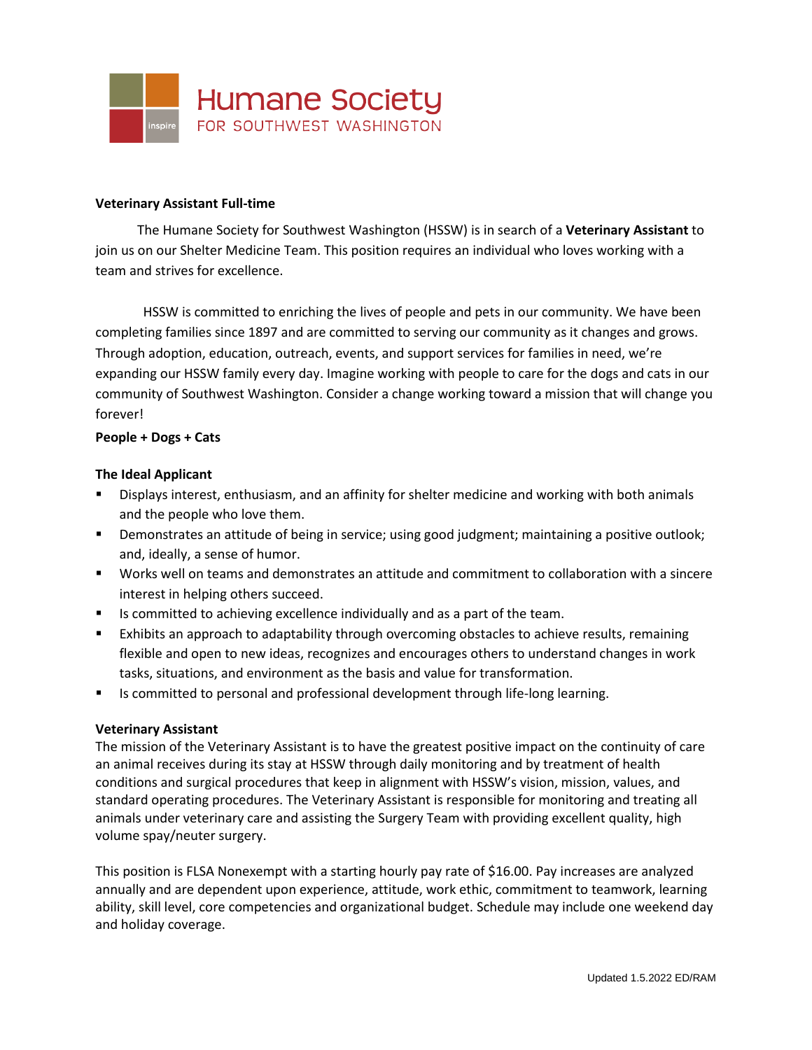Humane Society
FOR SOUTHWEST WASHINGTON

**Veterinary Assistant Full-time**

The Humane Society for Southwest Washington (HSSW) is in search of a **Veterinary Assistant** to join us on our Shelter Medicine Team. This position requires an individual who loves working with a team and strives for excellence.

HSSW is committed to enriching the lives of people and pets in our community. We have been completing families since 1897 and are committed to serving our community as it changes and grows. Through adoption, education, outreach, events, and support services for families in need, we're expanding our HSSW family every day. Imagine working with people to care for the dogs and cats in our community of Southwest Washington. Consider a change working toward a mission that will change you forever!

**People + Dogs + Cats**

**The Ideal Applicant**

- Displays interest, enthusiasm, and an affinity for shelter medicine and working with both animals and the people who love them.
- Demonstrates an attitude of being in service; using good judgment; maintaining a positive outlook; and, ideally, a sense of humor.
- Works well on teams and demonstrates an attitude and commitment to collaboration with a sincere interest in helping others succeed.
- Is committed to achieving excellence individually and as a part of the team.
- Exhibits an approach to adaptability through overcoming obstacles to achieve results, remaining flexible and open to new ideas, recognizes and encourages others to understand changes in work tasks, situations, and environment as the basis and value for transformation.
- Is committed to personal and professional development through life-long learning.

**Veterinary Assistant**

The mission of the Veterinary Assistant is to have the greatest positive impact on the continuity of care an animal receives during its stay at HSSW through daily monitoring and by treatment of health conditions and surgical procedures that keep in alignment with HSSW's vision, mission, values, and standard operating procedures. The Veterinary Assistant is responsible for monitoring and treating all animals under veterinary care and assisting the Surgery Team with providing excellent quality, high volume spay/neuter surgery.

This position is FLSA Nonexempt with a starting hourly pay rate of $16.00. Pay increases are analyzed annually and are dependent upon experience, attitude, work ethic, commitment to teamwork, learning ability, skill level, core competencies and organizational budget. Schedule may include one weekend day and holiday coverage.

Updated 1.5.2022 ED/RAM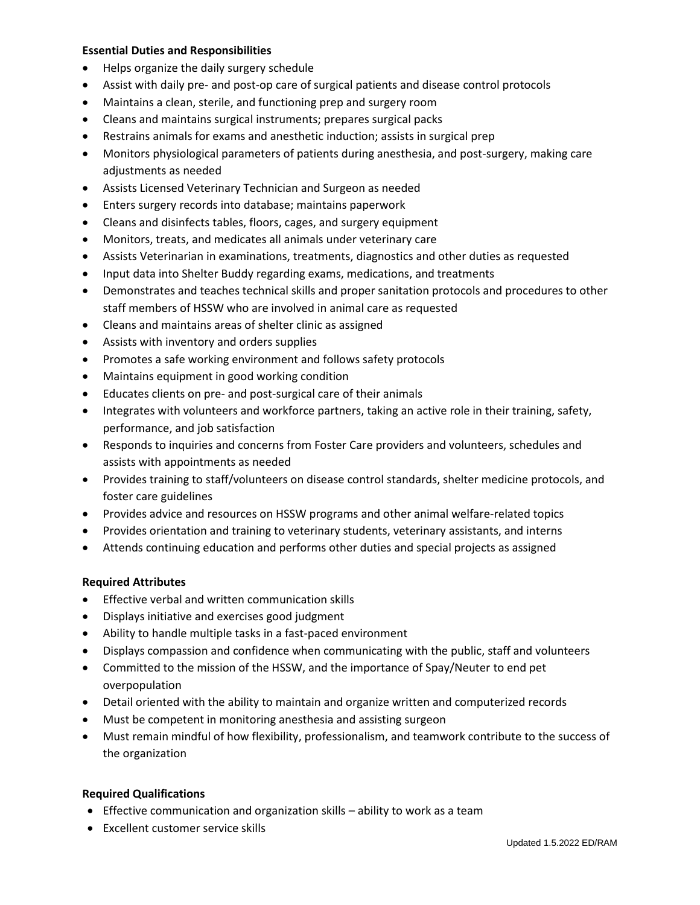**Essential Duties and Responsibilities**

- Helps organize the daily surgery schedule
- Assist with daily pre- and post-op care of surgical patients and disease control protocols
- Maintains a clean, sterile, and functioning prep and surgery room
- Cleans and maintains surgical instruments; prepares surgical packs
- Restrains animals for exams and anesthetic induction; assists in surgical prep
- Monitors physiological parameters of patients during anesthesia, and post-surgery, making care adjustments as needed
- Assists Licensed Veterinary Technician and Surgeon as needed
- Enters surgery records into database; maintains paperwork
- Cleans and disinfects tables, floors, cages, and surgery equipment
- Monitors, treats, and medicates all animals under veterinary care
- Assists Veterinarian in examinations, treatments, diagnostics and other duties as requested
- Input data into Shelter Buddy regarding exams, medications, and treatments
- Demonstrates and teaches technical skills and proper sanitation protocols and procedures to other staff members of HSSW who are involved in animal care as requested
- Cleans and maintains areas of shelter clinic as assigned
- Assists with inventory and orders supplies
- Promotes a safe working environment and follows safety protocols
- Maintains equipment in good working condition
- Educates clients on pre- and post-surgical care of their animals
- Integrates with volunteers and workforce partners, taking an active role in their training, safety, performance, and job satisfaction
- Responds to inquiries and concerns from Foster Care providers and volunteers, schedules and assists with appointments as needed
- Provides training to staff/volunteers on disease control standards, shelter medicine protocols, and foster care guidelines
- Provides advice and resources on HSSW programs and other animal welfare-related topics
- Provides orientation and training to veterinary students, veterinary assistants, and interns
- Attends continuing education and performs other duties and special projects as assigned

**Required Attributes**

- Effective verbal and written communication skills
- Displays initiative and exercises good judgment
- Ability to handle multiple tasks in a fast-paced environment
- Displays compassion and confidence when communicating with the public, staff and volunteers
- Committed to the mission of the HSSW, and the importance of Spay/Neuter to end pet overpopulation
- Detail oriented with the ability to maintain and organize written and computerized records
- Must be competent in monitoring anesthesia and assisting surgeon
- Must remain mindful of how flexibility, professionalism, and teamwork contribute to the success of the organization

**Required Qualifications**

- Effective communication and organization skills – ability to work as a team
- Excellent customer service skills

Updated 1.5.2022 ED/RAM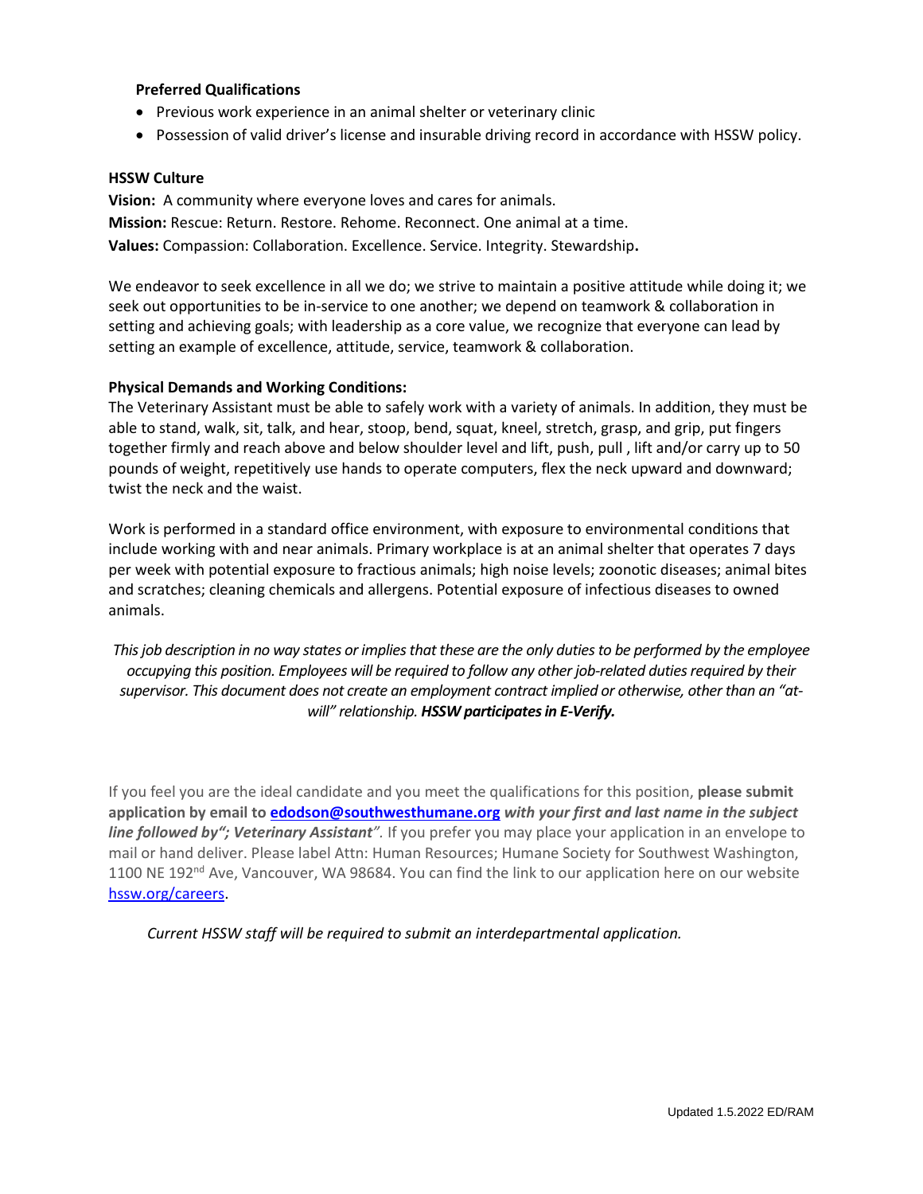**Preferred Qualifications**

- Previous work experience in an animal shelter or veterinary clinic
- Possession of valid driver's license and insurable driving record in accordance with HSSW policy.

**HSSW Culture**

**Vision:** A community where everyone loves and cares for animals.
**Mission:** Rescue: Return. Restore. Rehome. Reconnect. One animal at a time.
**Values:** Compassion: Collaboration. Excellence. Service. Integrity. Stewardship**.**

We endeavor to seek excellence in all we do; we strive to maintain a positive attitude while doing it; we seek out opportunities to be in-service to one another; we depend on teamwork & collaboration in setting and achieving goals; with leadership as a core value, we recognize that everyone can lead by setting an example of excellence, attitude, service, teamwork & collaboration.

**Physical Demands and Working Conditions:**
The Veterinary Assistant must be able to safely work with a variety of animals. In addition, they must be able to stand, walk, sit, talk, and hear, stoop, bend, squat, kneel, stretch, grasp, and grip, put fingers together firmly and reach above and below shoulder level and lift, push, pull , lift and/or carry up to 50 pounds of weight, repetitively use hands to operate computers, flex the neck upward and downward; twist the neck and the waist.

Work is performed in a standard office environment, with exposure to environmental conditions that include working with and near animals. Primary workplace is at an animal shelter that operates 7 days per week with potential exposure to fractious animals; high noise levels; zoonotic diseases; animal bites and scratches; cleaning chemicals and allergens. Potential exposure of infectious diseases to owned animals.

*This job description in no way states or implies that these are the only duties to be performed by the employee occupying this position. Employees will be required to follow any other job-related duties required by their supervisor. This document does not create an employment contract implied or otherwise, other than an "at-will" relationship.* ***HSSW participates in E-Verify.***

If you feel you are the ideal candidate and you meet the qualifications for this position, **please submit application by email to [edodson@southwesthumane.org](mailto:edodson@southwesthumane.org)** ***with your first and last name in the subject line followed by"; Veterinary Assistant****".* If you prefer you may place your application in an envelope to mail or hand deliver. Please label Attn: Human Resources; Humane Society for Southwest Washington, 1100 NE 192nd Ave, Vancouver, WA 98684. You can find the link to our application here on our website [hssw.org/careers](hssw.org/careers).

*Current HSSW staff will be required to submit an interdepartmental application.*

Updated 1.5.2022 ED/RAM